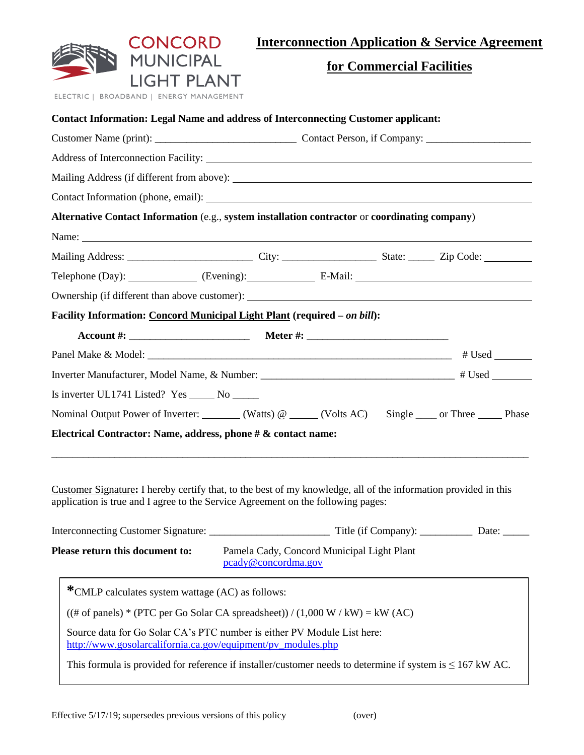CONCORD MUNICIPAL LIGHT PLANT

ELECTRIC | BROADBAND | ENERGY MANAGEMENT

# Interconnection Application & Service Agreement for Commercial Facilities

**Contact Information: Legal Name and address of Interconnecting Customer applicant:**

Customer Name (print): __________________________ Contact Person, if Company: ___________________

Address of Interconnection Facility: ________________________________________________________

Mailing Address (if different from above): ___________________________________________________

Contact Information (phone, email): _______________________________________________________

**Alternative Contact Information** (e.g., **system installation contractor** or **coordinating company**)

Name: ______________________________________________________________________________

Mailing Address: _______________________ City: _________________ State: _____ Zip Code: _________

Telephone (Day): _____________ (Evening):_____________ E-Mail: ________________________________

Ownership (if different than above customer): _______________________________________________

**Facility Information: Concord Municipal Light Plant (required – *on bill*):**

**Account #: ______________________ Meter #: __________________________**

Panel Make & Model: _______________________________________________________ # Used _______

Inverter Manufacturer, Model Name, & Number: _________________________________ # Used _______

Is inverter UL1741 Listed? Yes _____ No _____

Nominal Output Power of Inverter: _______ (Watts) @ _____ (Volts AC) Single ____ or Three _____ Phase

**Electrical Contractor: Name, address, phone # & contact name:**

______________________________________________________________________________________

Customer Signature**:** I hereby certify that, to the best of my knowledge, all of the information provided in this application is true and I agree to the Service Agreement on the following pages:

Interconnecting Customer Signature: ______________________ Title (if Company): __________ Date: _____

**Please return this document to:** Pamela Cady, Concord Municipal Light Plant
pcady@concordma.gov

> ***CMLP calculates system wattage (AC) as follows:**
>
> ((# of panels) * (PTC per Go Solar CA spreadsheet)) / (1,000 W / kW) = kW (AC)
>
> Source data for Go Solar CA's PTC number is either PV Module List here:
> http://www.gosolarcalifornia.ca.gov/equipment/pv_modules.php
>
> This formula is provided for reference if installer/customer needs to determine if system is ≤ 167 kW AC.

Effective 5/17/19; supersedes previous versions of this policy (over)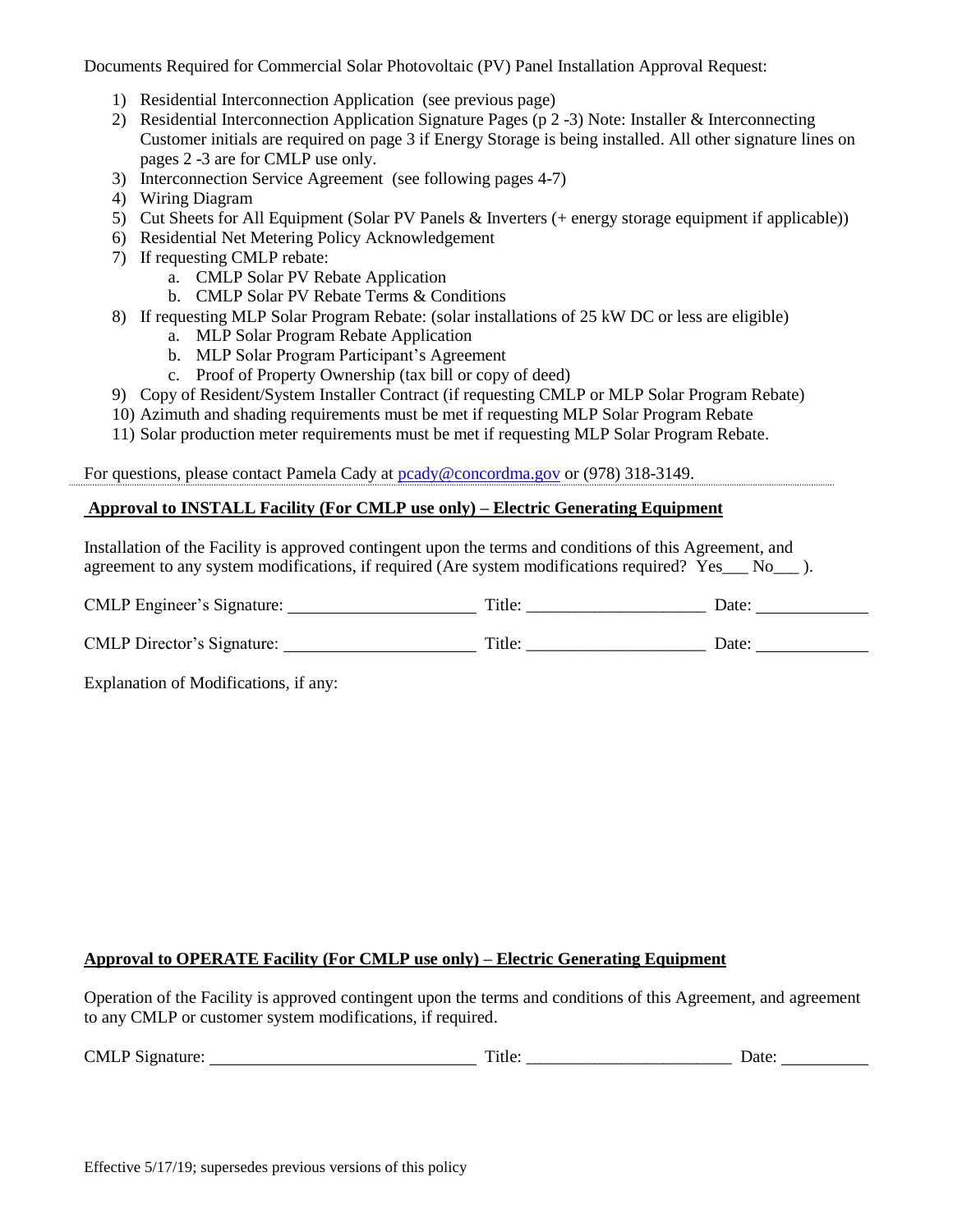Documents Required for Commercial Solar Photovoltaic (PV) Panel Installation Approval Request:

1) Residential Interconnection Application (see previous page)
2) Residential Interconnection Application Signature Pages (p 2 -3) Note: Installer & Interconnecting Customer initials are required on page 3 if Energy Storage is being installed. All other signature lines on pages 2 -3 are for CMLP use only.
3) Interconnection Service Agreement (see following pages 4-7)
4) Wiring Diagram
5) Cut Sheets for All Equipment (Solar PV Panels & Inverters (+ energy storage equipment if applicable))
6) Residential Net Metering Policy Acknowledgement
7) If requesting CMLP rebate:
   a. CMLP Solar PV Rebate Application
   b. CMLP Solar PV Rebate Terms & Conditions
8) If requesting MLP Solar Program Rebate: (solar installations of 25 kW DC or less are eligible)
   a. MLP Solar Program Rebate Application
   b. MLP Solar Program Participant's Agreement
   c. Proof of Property Ownership (tax bill or copy of deed)
9) Copy of Resident/System Installer Contract (if requesting CMLP or MLP Solar Program Rebate)
10) Azimuth and shading requirements must be met if requesting MLP Solar Program Rebate
11) Solar production meter requirements must be met if requesting MLP Solar Program Rebate.

For questions, please contact Pamela Cady at pcady@concordma.gov or (978) 318-3149.

**Approval to INSTALL Facility (For CMLP use only) – Electric Generating Equipment**

Installation of the Facility is approved contingent upon the terms and conditions of this Agreement, and agreement to any system modifications, if required (Are system modifications required? Yes___ No___ ).

CMLP Engineer's Signature: ______________________ Title: _____________________ Date: _____________

CMLP Director's Signature: ______________________ Title: _____________________ Date: _____________

Explanation of Modifications, if any:

**Approval to OPERATE Facility (For CMLP use only) – Electric Generating Equipment**

Operation of the Facility is approved contingent upon the terms and conditions of this Agreement, and agreement to any CMLP or customer system modifications, if required.

CMLP Signature: ______________________________ Title: ________________________ Date: __________

Effective 5/17/19; supersedes previous versions of this policy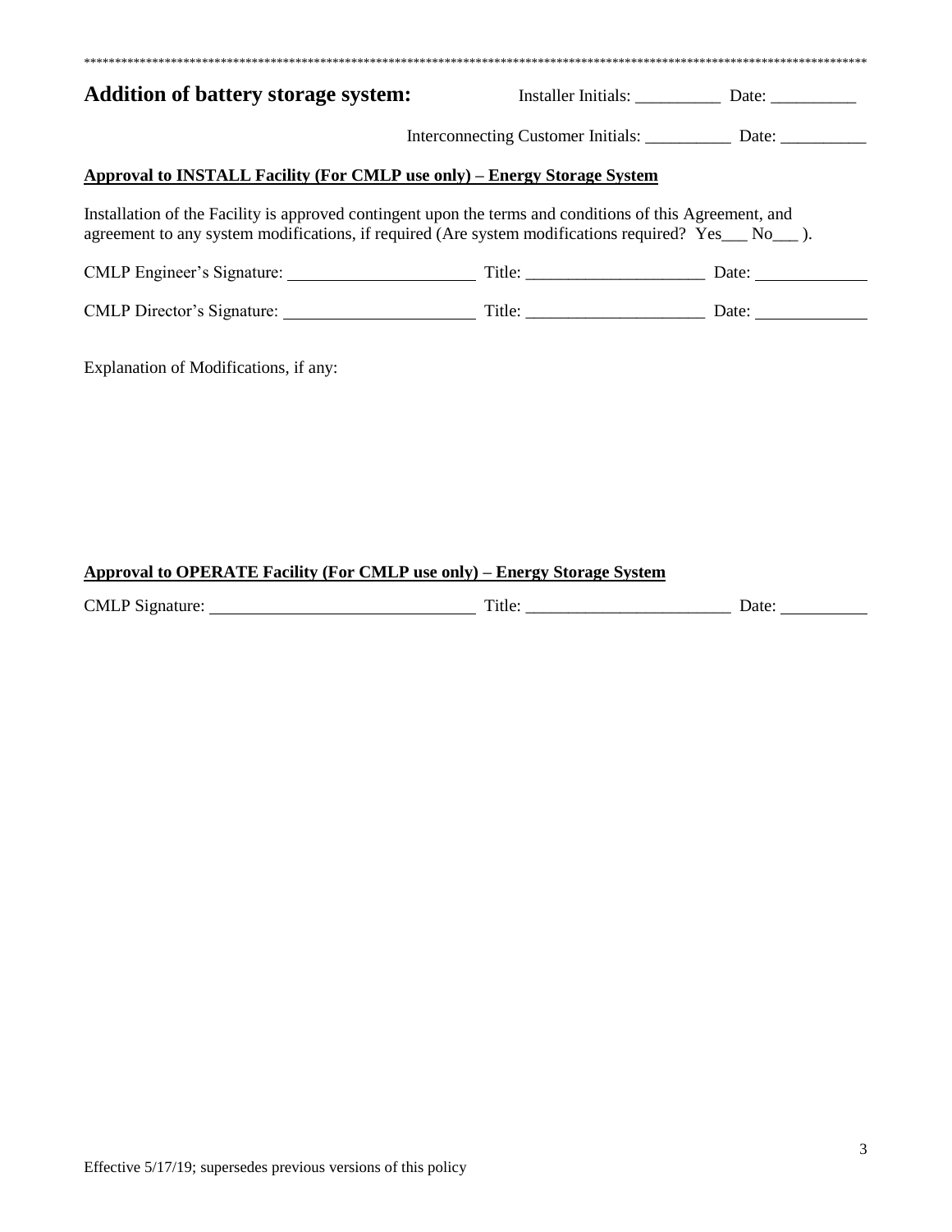\*\*\*\*\*\*\*\*\*\*\*\*\*\*\*\*\*\*\*\*\*\*\*\*\*\*\*\*\*\*\*\*\*\*\*\*\*\*\*\*\*\*\*\*\*\*\*\*\*\*\*\*\*\*\*\*\*\*\*\*\*\*\*\*\*\*\*\*\*\*\*\*\*\*\*\*\*\*\*\*\*\*\*\*\*\*\*\*\*\*\*\*\*\*\*\*\*\*\*\*\*\*\*\*\*\*\*\*\*\*\*\*\*\*\*\*\*\*\*\*\*\*\*\*\*\*\*\*

**Addition of battery storage system:** Installer Initials: __________ Date: __________

Interconnecting Customer Initials: __________ Date: __________

**<u>Approval to INSTALL Facility (For CMLP use only) – Energy Storage System</u>**

Installation of the Facility is approved contingent upon the terms and conditions of this Agreement, and agreement to any system modifications, if required (Are system modifications required? Yes___ No___ ).

CMLP Engineer's Signature: ____________________ Title: ____________________ Date: ____________

CMLP Director's Signature: ____________________ Title: ____________________ Date: ____________

Explanation of Modifications, if any:

**<u>Approval to OPERATE Facility (For CMLP use only) – Energy Storage System</u>**

CMLP Signature: ____________________________ Title: ______________________ Date: __________

Effective 5/17/19; supersedes previous versions of this policy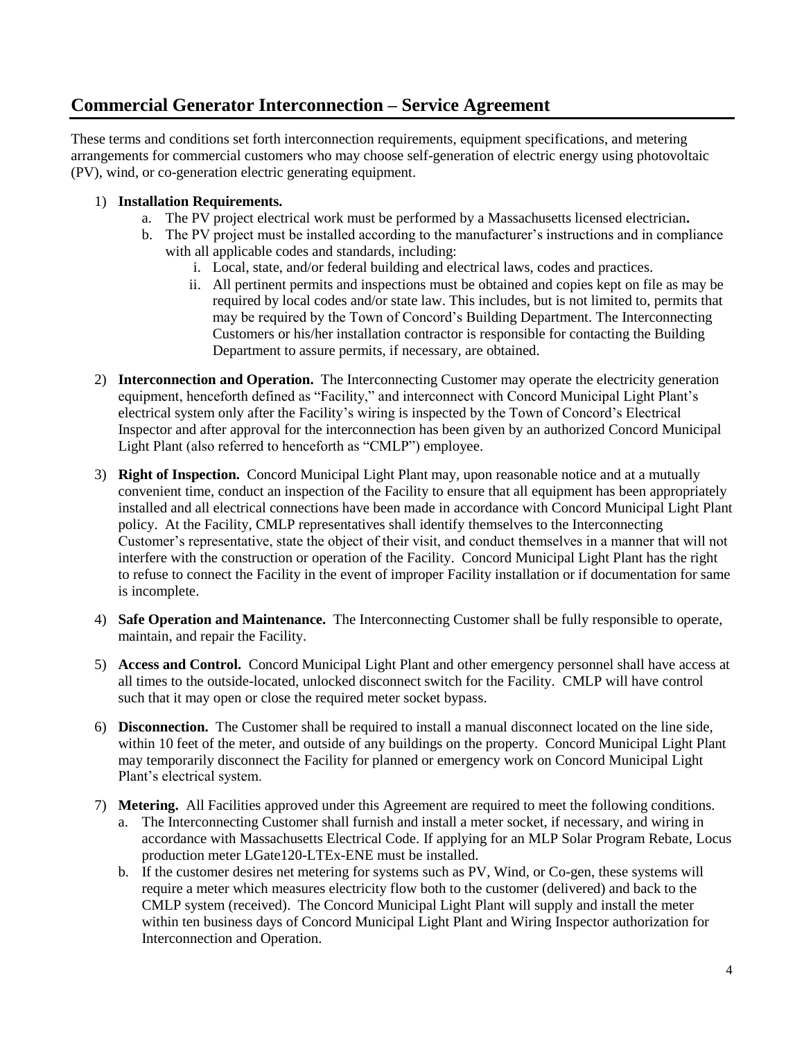## Commercial Generator Interconnection – Service Agreement

These terms and conditions set forth interconnection requirements, equipment specifications, and metering arrangements for commercial customers who may choose self-generation of electric energy using photovoltaic (PV), wind, or co-generation electric generating equipment.

1) **Installation Requirements.**
   a. The PV project electrical work must be performed by a Massachusetts licensed electrician**.**
   b. The PV project must be installed according to the manufacturer's instructions and in compliance with all applicable codes and standards, including:
      i. Local, state, and/or federal building and electrical laws, codes and practices.
      ii. All pertinent permits and inspections must be obtained and copies kept on file as may be required by local codes and/or state law. This includes, but is not limited to, permits that may be required by the Town of Concord's Building Department. The Interconnecting Customers or his/her installation contractor is responsible for contacting the Building Department to assure permits, if necessary, are obtained.

2) **Interconnection and Operation.** The Interconnecting Customer may operate the electricity generation equipment, henceforth defined as "Facility," and interconnect with Concord Municipal Light Plant's electrical system only after the Facility's wiring is inspected by the Town of Concord's Electrical Inspector and after approval for the interconnection has been given by an authorized Concord Municipal Light Plant (also referred to henceforth as "CMLP") employee.

3) **Right of Inspection.** Concord Municipal Light Plant may, upon reasonable notice and at a mutually convenient time, conduct an inspection of the Facility to ensure that all equipment has been appropriately installed and all electrical connections have been made in accordance with Concord Municipal Light Plant policy. At the Facility, CMLP representatives shall identify themselves to the Interconnecting Customer's representative, state the object of their visit, and conduct themselves in a manner that will not interfere with the construction or operation of the Facility. Concord Municipal Light Plant has the right to refuse to connect the Facility in the event of improper Facility installation or if documentation for same is incomplete.

4) **Safe Operation and Maintenance.** The Interconnecting Customer shall be fully responsible to operate, maintain, and repair the Facility.

5) **Access and Control.** Concord Municipal Light Plant and other emergency personnel shall have access at all times to the outside-located, unlocked disconnect switch for the Facility. CMLP will have control such that it may open or close the required meter socket bypass.

6) **Disconnection.** The Customer shall be required to install a manual disconnect located on the line side, within 10 feet of the meter, and outside of any buildings on the property. Concord Municipal Light Plant may temporarily disconnect the Facility for planned or emergency work on Concord Municipal Light Plant's electrical system.

7) **Metering.** All Facilities approved under this Agreement are required to meet the following conditions.
   a. The Interconnecting Customer shall furnish and install a meter socket, if necessary, and wiring in accordance with Massachusetts Electrical Code. If applying for an MLP Solar Program Rebate, Locus production meter LGate120-LTEx-ENE must be installed.
   b. If the customer desires net metering for systems such as PV, Wind, or Co-gen, these systems will require a meter which measures electricity flow both to the customer (delivered) and back to the CMLP system (received). The Concord Municipal Light Plant will supply and install the meter within ten business days of Concord Municipal Light Plant and Wiring Inspector authorization for Interconnection and Operation.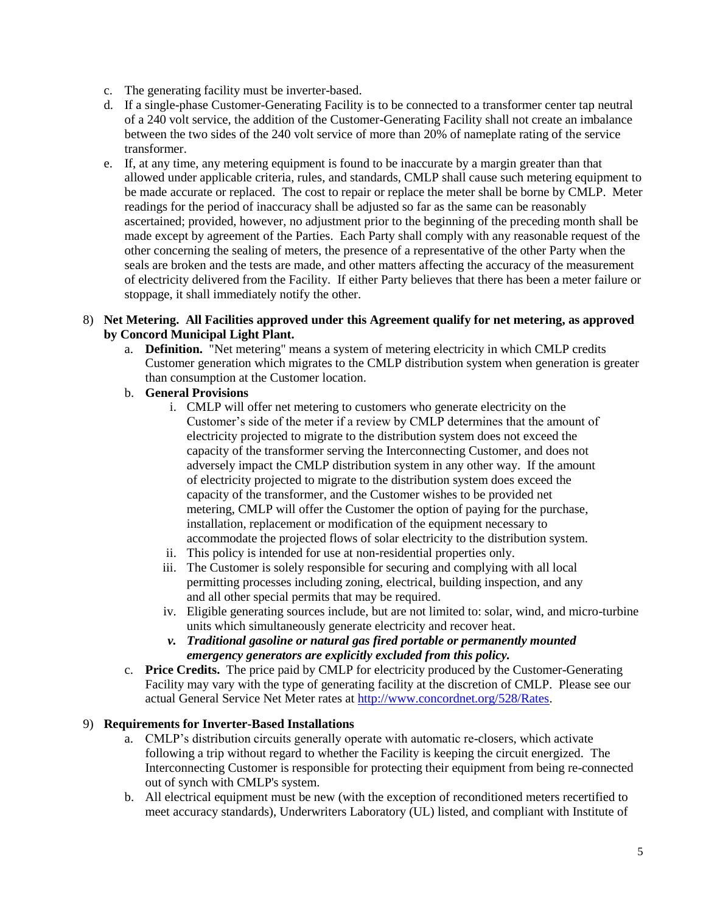c. The generating facility must be inverter-based.
d. If a single-phase Customer-Generating Facility is to be connected to a transformer center tap neutral of a 240 volt service, the addition of the Customer-Generating Facility shall not create an imbalance between the two sides of the 240 volt service of more than 20% of nameplate rating of the service transformer.
e. If, at any time, any metering equipment is found to be inaccurate by a margin greater than that allowed under applicable criteria, rules, and standards, CMLP shall cause such metering equipment to be made accurate or replaced. The cost to repair or replace the meter shall be borne by CMLP. Meter readings for the period of inaccuracy shall be adjusted so far as the same can be reasonably ascertained; provided, however, no adjustment prior to the beginning of the preceding month shall be made except by agreement of the Parties. Each Party shall comply with any reasonable request of the other concerning the sealing of meters, the presence of a representative of the other Party when the seals are broken and the tests are made, and other matters affecting the accuracy of the measurement of electricity delivered from the Facility. If either Party believes that there has been a meter failure or stoppage, it shall immediately notify the other.

8) **Net Metering. All Facilities approved under this Agreement qualify for net metering, as approved by Concord Municipal Light Plant.**
   a. **Definition.** "Net metering" means a system of metering electricity in which CMLP credits Customer generation which migrates to the CMLP distribution system when generation is greater than consumption at the Customer location.
   b. **General Provisions**
      i. CMLP will offer net metering to customers who generate electricity on the Customer's side of the meter if a review by CMLP determines that the amount of electricity projected to migrate to the distribution system does not exceed the capacity of the transformer serving the Interconnecting Customer, and does not adversely impact the CMLP distribution system in any other way. If the amount of electricity projected to migrate to the distribution system does exceed the capacity of the transformer, and the Customer wishes to be provided net metering, CMLP will offer the Customer the option of paying for the purchase, installation, replacement or modification of the equipment necessary to accommodate the projected flows of solar electricity to the distribution system.
      ii. This policy is intended for use at non-residential properties only.
      iii. The Customer is solely responsible for securing and complying with all local permitting processes including zoning, electrical, building inspection, and any and all other special permits that may be required.
      iv. Eligible generating sources include, but are not limited to: solar, wind, and micro-turbine units which simultaneously generate electricity and recover heat.
      v. ***Traditional gasoline or natural gas fired portable or permanently mounted emergency generators are explicitly excluded from this policy.***
   c. **Price Credits.** The price paid by CMLP for electricity produced by the Customer-Generating Facility may vary with the type of generating facility at the discretion of CMLP. Please see our actual General Service Net Meter rates at [http://www.concordnet.org/528/Rates](http://www.concordnet.org/528/Rates).

9) **Requirements for Inverter-Based Installations**
   a. CMLP's distribution circuits generally operate with automatic re-closers, which activate following a trip without regard to whether the Facility is keeping the circuit energized. The Interconnecting Customer is responsible for protecting their equipment from being re-connected out of synch with CMLP's system.
   b. All electrical equipment must be new (with the exception of reconditioned meters recertified to meet accuracy standards), Underwriters Laboratory (UL) listed, and compliant with Institute of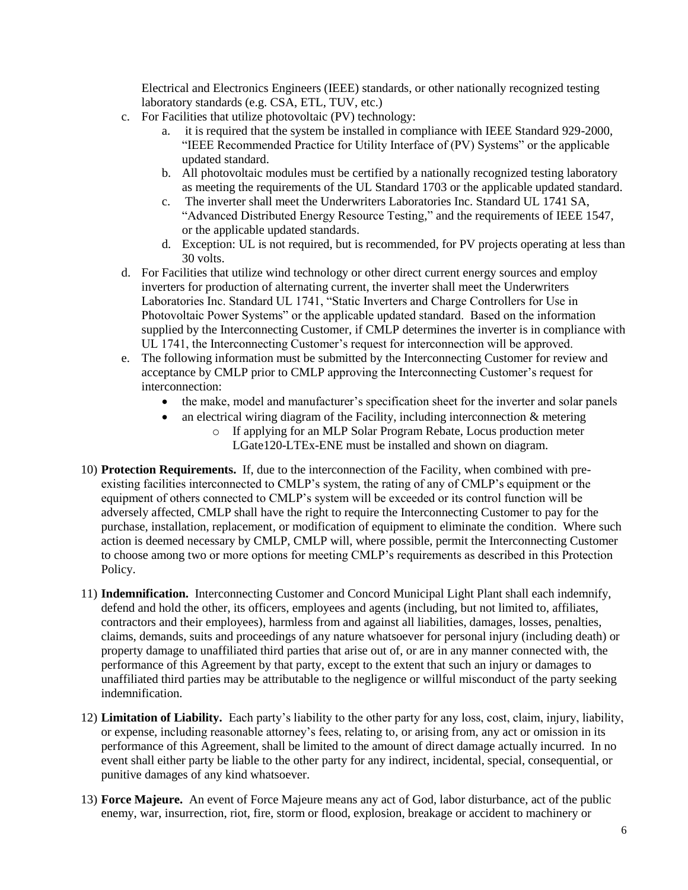Electrical and Electronics Engineers (IEEE) standards, or other nationally recognized testing laboratory standards (e.g. CSA, ETL, TUV, etc.)

c. For Facilities that utilize photovoltaic (PV) technology:
   a. it is required that the system be installed in compliance with IEEE Standard 929-2000, "IEEE Recommended Practice for Utility Interface of (PV) Systems" or the applicable updated standard.
   b. All photovoltaic modules must be certified by a nationally recognized testing laboratory as meeting the requirements of the UL Standard 1703 or the applicable updated standard.
   c. The inverter shall meet the Underwriters Laboratories Inc. Standard UL 1741 SA, "Advanced Distributed Energy Resource Testing," and the requirements of IEEE 1547, or the applicable updated standards.
   d. Exception: UL is not required, but is recommended, for PV projects operating at less than 30 volts.

d. For Facilities that utilize wind technology or other direct current energy sources and employ inverters for production of alternating current, the inverter shall meet the Underwriters Laboratories Inc. Standard UL 1741, "Static Inverters and Charge Controllers for Use in Photovoltaic Power Systems" or the applicable updated standard. Based on the information supplied by the Interconnecting Customer, if CMLP determines the inverter is in compliance with UL 1741, the Interconnecting Customer's request for interconnection will be approved.

e. The following information must be submitted by the Interconnecting Customer for review and acceptance by CMLP prior to CMLP approving the Interconnecting Customer's request for interconnection:
   - the make, model and manufacturer's specification sheet for the inverter and solar panels
   - an electrical wiring diagram of the Facility, including interconnection & metering
     - If applying for an MLP Solar Program Rebate, Locus production meter LGate120-LTEx-ENE must be installed and shown on diagram.

10) **Protection Requirements.** If, due to the interconnection of the Facility, when combined with pre-existing facilities interconnected to CMLP's system, the rating of any of CMLP's equipment or the equipment of others connected to CMLP's system will be exceeded or its control function will be adversely affected, CMLP shall have the right to require the Interconnecting Customer to pay for the purchase, installation, replacement, or modification of equipment to eliminate the condition. Where such action is deemed necessary by CMLP, CMLP will, where possible, permit the Interconnecting Customer to choose among two or more options for meeting CMLP's requirements as described in this Protection Policy.

11) **Indemnification.** Interconnecting Customer and Concord Municipal Light Plant shall each indemnify, defend and hold the other, its officers, employees and agents (including, but not limited to, affiliates, contractors and their employees), harmless from and against all liabilities, damages, losses, penalties, claims, demands, suits and proceedings of any nature whatsoever for personal injury (including death) or property damage to unaffiliated third parties that arise out of, or are in any manner connected with, the performance of this Agreement by that party, except to the extent that such an injury or damages to unaffiliated third parties may be attributable to the negligence or willful misconduct of the party seeking indemnification.

12) **Limitation of Liability.** Each party's liability to the other party for any loss, cost, claim, injury, liability, or expense, including reasonable attorney's fees, relating to, or arising from, any act or omission in its performance of this Agreement, shall be limited to the amount of direct damage actually incurred. In no event shall either party be liable to the other party for any indirect, incidental, special, consequential, or punitive damages of any kind whatsoever.

13) **Force Majeure.** An event of Force Majeure means any act of God, labor disturbance, act of the public enemy, war, insurrection, riot, fire, storm or flood, explosion, breakage or accident to machinery or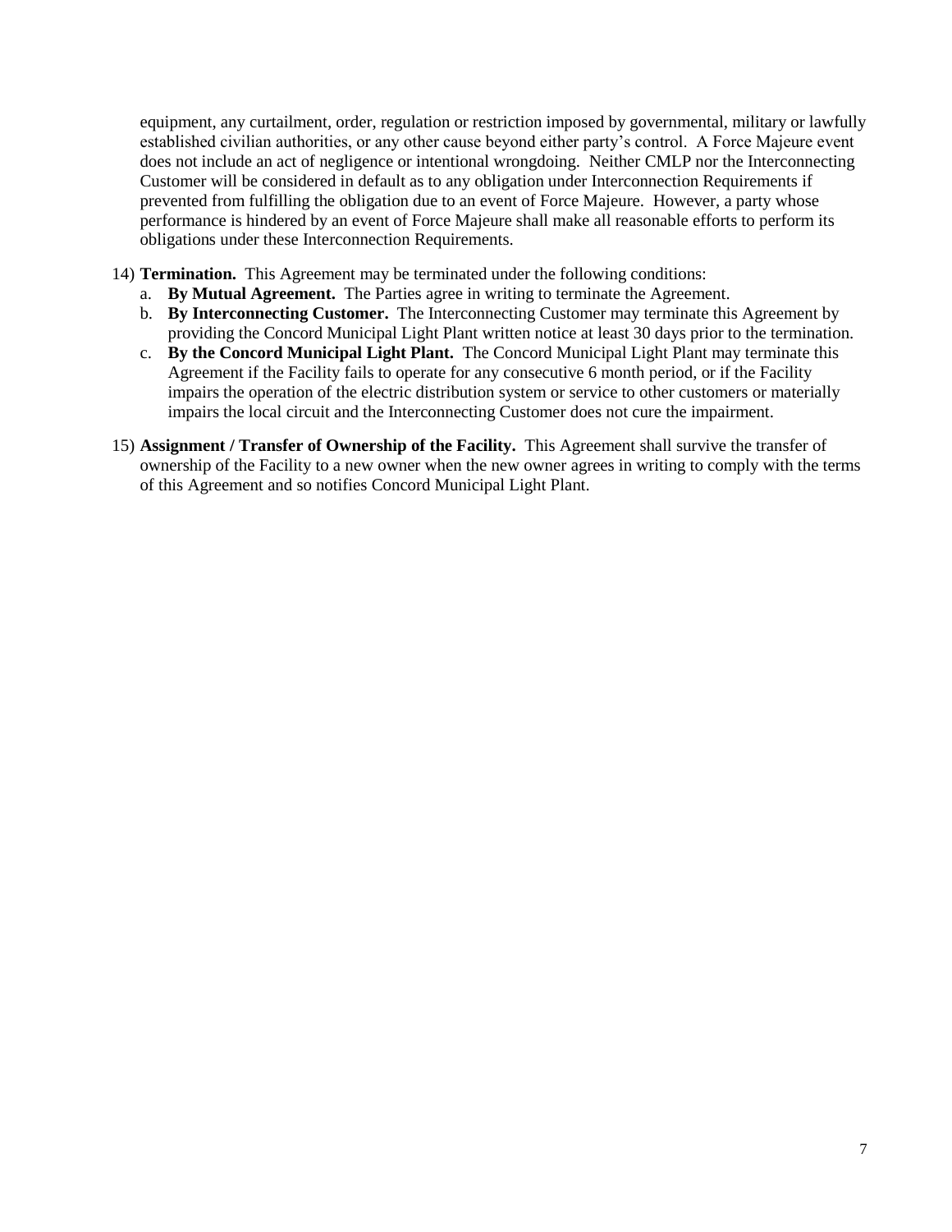equipment, any curtailment, order, regulation or restriction imposed by governmental, military or lawfully established civilian authorities, or any other cause beyond either party's control. A Force Majeure event does not include an act of negligence or intentional wrongdoing. Neither CMLP nor the Interconnecting Customer will be considered in default as to any obligation under Interconnection Requirements if prevented from fulfilling the obligation due to an event of Force Majeure. However, a party whose performance is hindered by an event of Force Majeure shall make all reasonable efforts to perform its obligations under these Interconnection Requirements.

14) **Termination.** This Agreement may be terminated under the following conditions:
    a. **By Mutual Agreement.** The Parties agree in writing to terminate the Agreement.
    b. **By Interconnecting Customer.** The Interconnecting Customer may terminate this Agreement by providing the Concord Municipal Light Plant written notice at least 30 days prior to the termination.
    c. **By the Concord Municipal Light Plant.** The Concord Municipal Light Plant may terminate this Agreement if the Facility fails to operate for any consecutive 6 month period, or if the Facility impairs the operation of the electric distribution system or service to other customers or materially impairs the local circuit and the Interconnecting Customer does not cure the impairment.

15) **Assignment / Transfer of Ownership of the Facility.** This Agreement shall survive the transfer of ownership of the Facility to a new owner when the new owner agrees in writing to comply with the terms of this Agreement and so notifies Concord Municipal Light Plant.